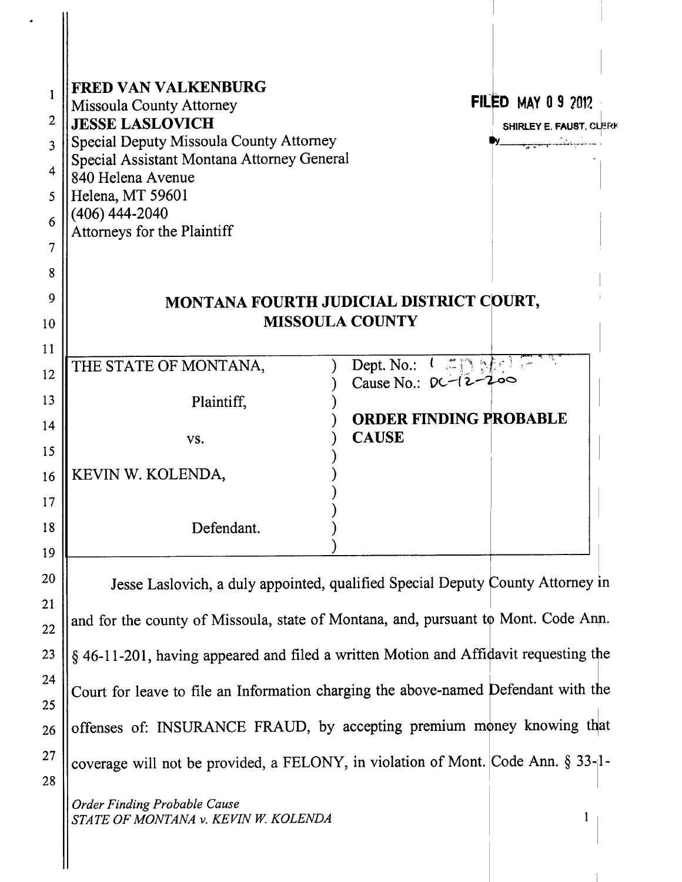**FRED VAN VALKENBURG**
Missoula County Attorney
**JESSE LASLOVICH**
Special Deputy Missoula County Attorney
Special Assistant Montana Attorney General
840 Helena Avenue
Helena, MT 59601
(406) 444-2040
Attorneys for the Plaintiff

FILED MAY 09 2012
SHIRLEY E. FAUST, CLERK
By ____________

## MONTANA FOURTH JUDICIAL DISTRICT COURT, MISSOULA COUNTY

| | |
|---|---|
| THE STATE OF MONTANA, Plaintiff, vs. KEVIN W. KOLENDA, Defendant. | Dept. No.: 1 Cause No.: DC-12-200 **ORDER FINDING PROBABLE CAUSE** |

Jesse Laslovich, a duly appointed, qualified Special Deputy County Attorney in and for the county of Missoula, state of Montana, and, pursuant to Mont. Code Ann. § 46-11-201, having appeared and filed a written Motion and Affidavit requesting the Court for leave to file an Information charging the above-named Defendant with the offenses of: INSURANCE FRAUD, by accepting premium money knowing that coverage will not be provided, a FELONY, in violation of Mont. Code Ann. § 33-1-

*Order Finding Probable Cause*
*STATE OF MONTANA v. KEVIN W. KOLENDA*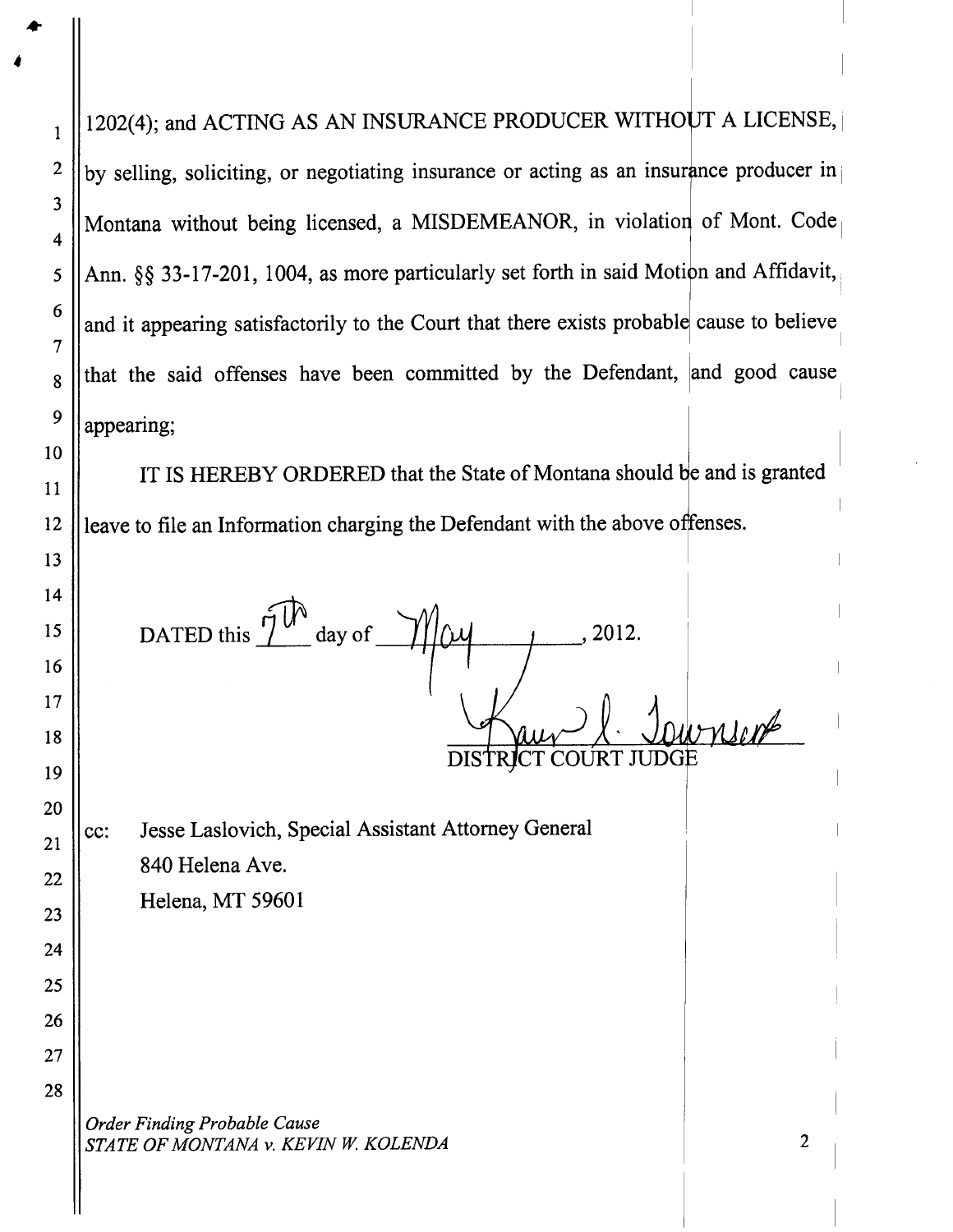1202(4); and ACTING AS AN INSURANCE PRODUCER WITHOUT A LICENSE, by selling, soliciting, or negotiating insurance or acting as an insurance producer in Montana without being licensed, a MISDEMEANOR, in violation of Mont. Code Ann. §§ 33-17-201, 1004, as more particularly set forth in said Motion and Affidavit, and it appearing satisfactorily to the Court that there exists probable cause to believe that the said offenses have been committed by the Defendant, and good cause appearing;

IT IS HEREBY ORDERED that the State of Montana should be and is granted leave to file an Information charging the Defendant with the above offenses.

DATED this 7th day of May, 2012.

Kathy L. Townsend
DISTRICT COURT JUDGE

cc: Jesse Laslovich, Special Assistant Attorney General
840 Helena Ave.
Helena, MT 59601

*Order Finding Probable Cause*
*STATE OF MONTANA v. KEVIN W. KOLENDA*